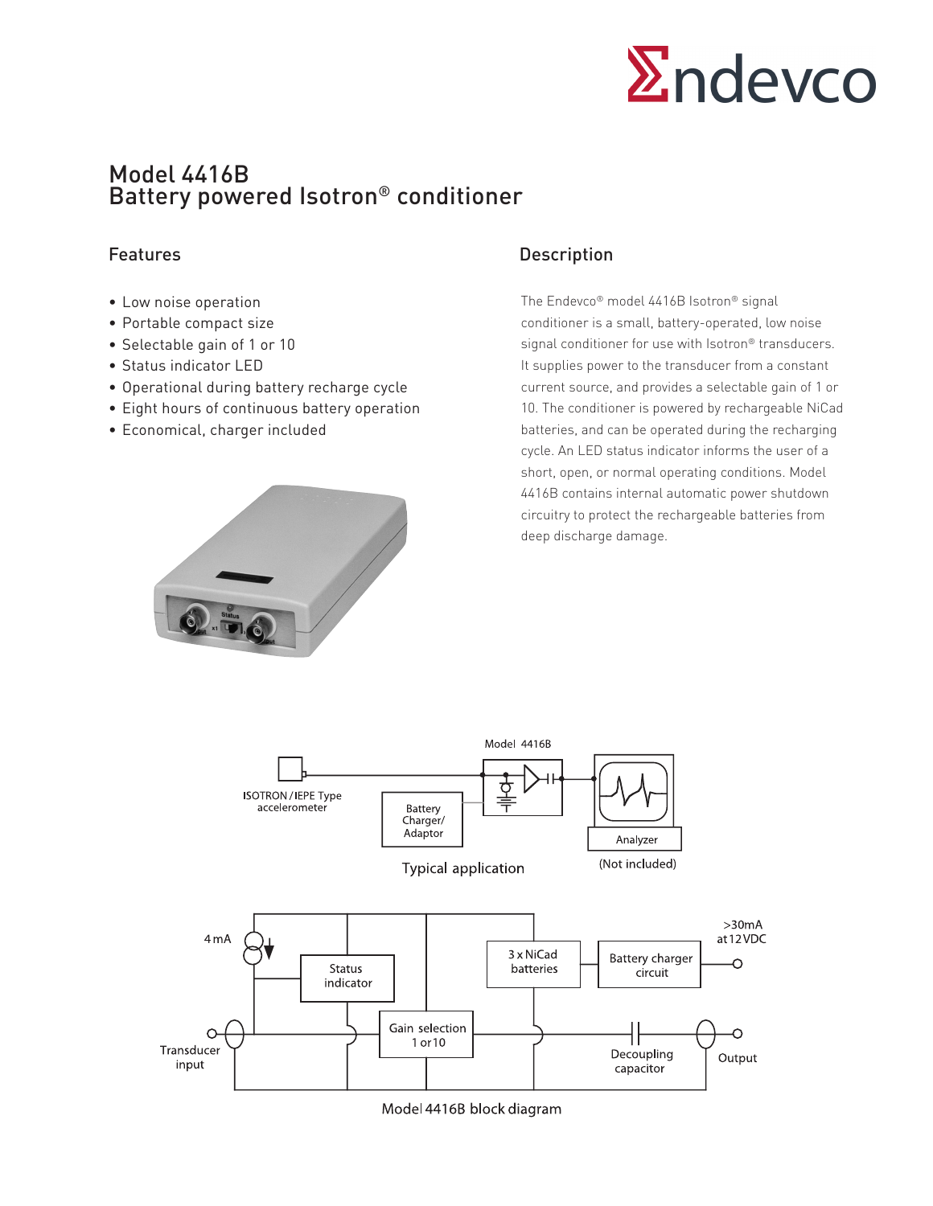# Model 4416B
# Battery powered Isotron® conditioner

## Features

- Low noise operation
- Portable compact size
- Selectable gain of 1 or 10
- Status indicator LED
- Operational during battery recharge cycle
- Eight hours of continuous battery operation
- Economical, charger included

## Description

The Endevco® model 4416B Isotron® signal conditioner is a small, battery-operated, low noise signal conditioner for use with Isotron® transducers. It supplies power to the transducer from a constant current source, and provides a selectable gain of 1 or 10. The conditioner is powered by rechargeable NiCad batteries, and can be operated during the recharging cycle. An LED status indicator informs the user of a short, open, or normal operating conditions. Model 4416B contains internal automatic power shutdown circuitry to protect the rechargeable batteries from deep discharge damage.

Model 4416B

ISOTRON / IEPE Type accelerometer

Battery Charger/ Adaptor

Analyzer

(Not included)

Typical application

4 mA

Status indicator

Gain selection 1 or 10

3 x NiCad batteries

Battery charger circuit

>30mA at 12VDC

Transducer input

Decoupling capacitor

Output

Model 4416B block diagram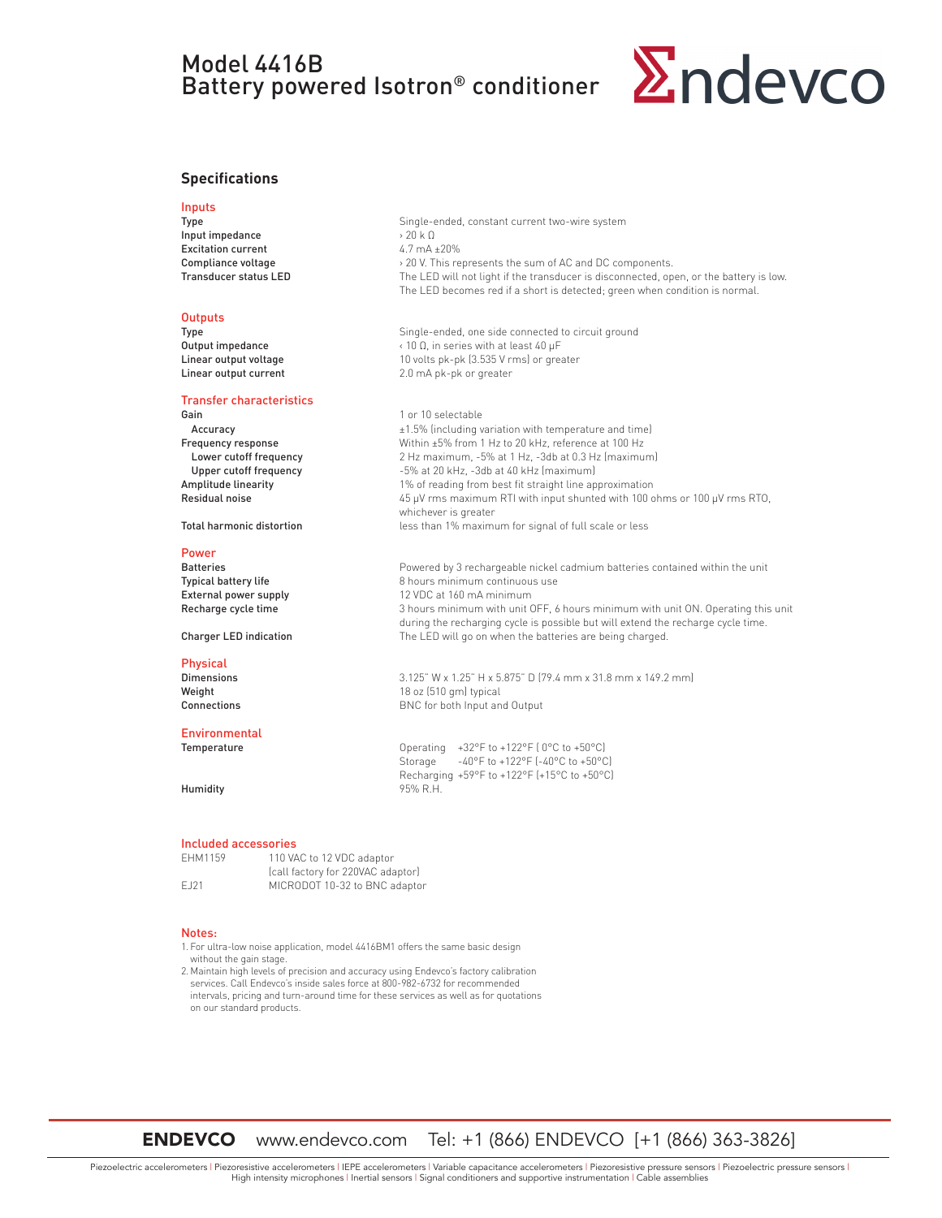# Model 4416B
# Battery powered Isotron® conditioner

## Specifications

### Inputs

| | |
|---|---|
| Type | Single-ended, constant current two-wire system |
| Input impedance | › 20 k Ω |
| Excitation current | 4.7 mA ±20% |
| Compliance voltage | › 20 V. This represents the sum of AC and DC components. |
| Transducer status LED | The LED will not light if the transducer is disconnected, open, or the battery is low. The LED becomes red if a short is detected; green when condition is normal. |

### Outputs

| | |
|---|---|
| Type | Single-ended, one side connected to circuit ground |
| Output impedance | ‹ 10 Ω, in series with at least 40 µF |
| Linear output voltage | 10 volts pk-pk (3.535 V rms) or greater |
| Linear output current | 2.0 mA pk-pk or greater |

### Transfer characteristics

| | |
|---|---|
| Gain | 1 or 10 selectable |
| Accuracy | ±1.5% (including variation with temperature and time) |
| Frequency response | Within ±5% from 1 Hz to 20 kHz, reference at 100 Hz |
| Lower cutoff frequency | 2 Hz maximum, -5% at 1 Hz, -3db at 0.3 Hz (maximum) |
| Upper cutoff frequency | -5% at 20 kHz, -3db at 40 kHz (maximum) |
| Amplitude linearity | 1% of reading from best fit straight line approximation |
| Residual noise | 45 µV rms maximum RTI with input shunted with 100 ohms or 100 µV rms RTO, whichever is greater |
| Total harmonic distortion | less than 1% maximum for signal of full scale or less |

### Power

| | |
|---|---|
| Batteries | Powered by 3 rechargeable nickel cadmium batteries contained within the unit |
| Typical battery life | 8 hours minimum continuous use |
| External power supply | 12 VDC at 160 mA minimum |
| Recharge cycle time | 3 hours minimum with unit OFF, 6 hours minimum with unit ON. Operating this unit during the recharging cycle is possible but will extend the recharge cycle time. |
| Charger LED indication | The LED will go on when the batteries are being charged. |

### Physical

| | |
|---|---|
| Dimensions | 3.125" W x 1.25" H x 5.875" D (79.4 mm x 31.8 mm x 149.2 mm) |
| Weight | 18 oz (510 gm) typical |
| Connections | BNC for both Input and Output |

### Environmental

| | |
|---|---|
| Temperature | Operating +32°F to +122°F ( 0°C to +50°C)<br>Storage -40°F to +122°F (-40°C to +50°C)<br>Recharging +59°F to +122°F (+15°C to +50°C) |
| Humidity | 95% R.H. |

### Included accessories

| | |
|---|---|
| EHM1159 | 110 VAC to 12 VDC adaptor (call factory for 220VAC adaptor) |
| EJ21 | MICRODOT 10-32 to BNC adaptor |

### Notes:

1. For ultra-low noise application, model 4416BM1 offers the same basic design without the gain stage.
2. Maintain high levels of precision and accuracy using Endevco's factory calibration services. Call Endevco's inside sales force at 800-982-6732 for recommended intervals, pricing and turn-around time for these services as well as for quotations on our standard products.

**ENDEVCO** www.endevco.com Tel: +1 (866) ENDEVCO [+1 (866) 363-3826]

Piezoelectric accelerometers | Piezoresistive accelerometers | IEPE accelerometers | Variable capacitance accelerometers | Piezoresistive pressure sensors | Piezoelectric pressure sensors | High intensity microphones | Inertial sensors | Signal conditioners and supportive instrumentation | Cable assemblies